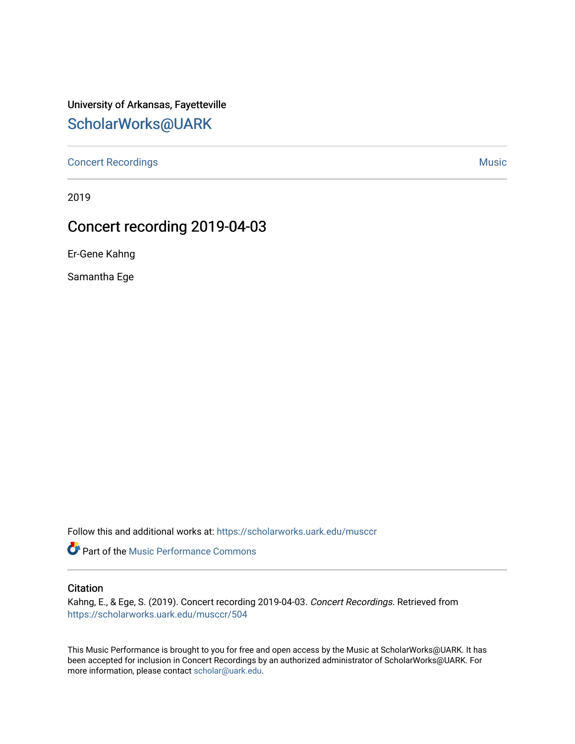University of Arkansas, Fayetteville

## ScholarWorks@UARK

Concert Recordings | Music

2019

# Concert recording 2019-04-03

Er-Gene Kahng

Samantha Ege

Follow this and additional works at: https://scholarworks.uark.edu/musccr

Part of the Music Performance Commons

### Citation

Kahng, E., & Ege, S. (2019). Concert recording 2019-04-03. *Concert Recordings*. Retrieved from https://scholarworks.uark.edu/musccr/504

This Music Performance is brought to you for free and open access by the Music at ScholarWorks@UARK. It has been accepted for inclusion in Concert Recordings by an authorized administrator of ScholarWorks@UARK. For more information, please contact scholar@uark.edu.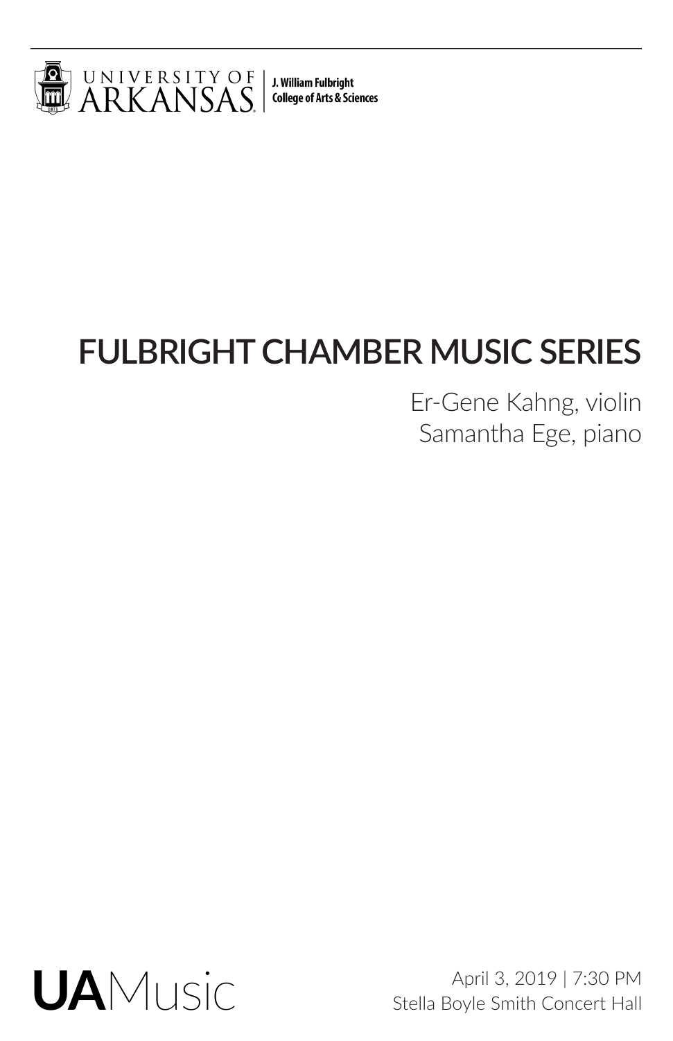UNIVERSITY OF ARKANSAS | J. William Fulbright College of Arts & Sciences

# FULBRIGHT CHAMBER MUSIC SERIES

Er-Gene Kahng, violin
Samantha Ege, piano

**UA**Music

April 3, 2019 | 7:30 PM
Stella Boyle Smith Concert Hall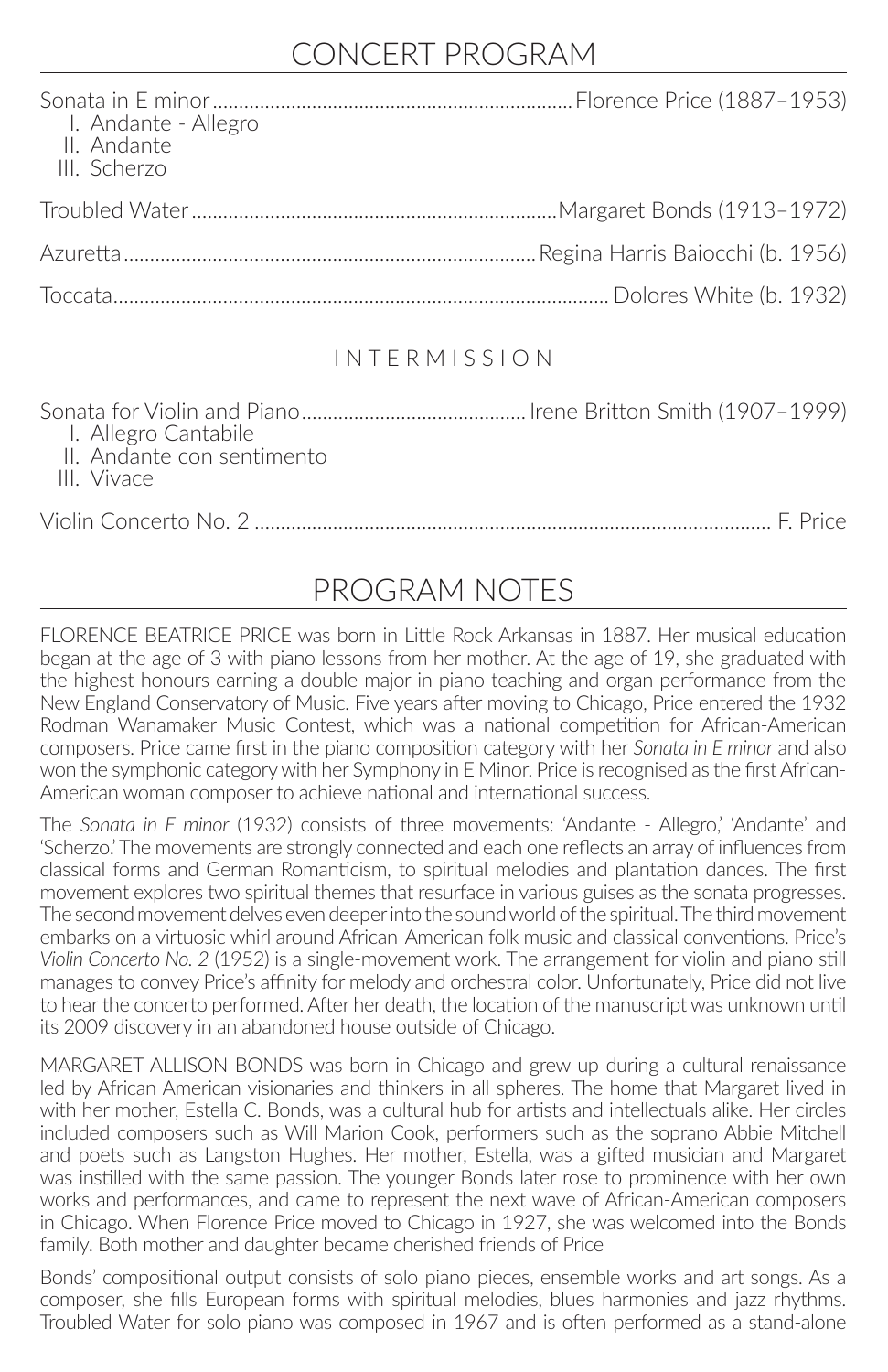# CONCERT PROGRAM

Sonata in E minor ........ Florence Price (1887–1953)

I. Andante - Allegro
II. Andante
III. Scherzo

Troubled Water ........ Margaret Bonds (1913–1972)

Azuretta ........ Regina Harris Baiocchi (b. 1956)

Toccata ........ Dolores White (b. 1932)

INTERMISSION

Sonata for Violin and Piano ........ Irene Britton Smith (1907–1999)

I. Allegro Cantabile
II. Andante con sentimento
III. Vivace

Violin Concerto No. 2 ........ F. Price

# PROGRAM NOTES

FLORENCE BEATRICE PRICE was born in Little Rock Arkansas in 1887. Her musical education began at the age of 3 with piano lessons from her mother. At the age of 19, she graduated with the highest honours earning a double major in piano teaching and organ performance from the New England Conservatory of Music. Five years after moving to Chicago, Price entered the 1932 Rodman Wanamaker Music Contest, which was a national competition for African-American composers. Price came first in the piano composition category with her *Sonata in E minor* and also won the symphonic category with her Symphony in E Minor. Price is recognised as the first African-American woman composer to achieve national and international success.

The *Sonata in E minor* (1932) consists of three movements: 'Andante - Allegro,' 'Andante' and 'Scherzo.' The movements are strongly connected and each one reflects an array of influences from classical forms and German Romanticism, to spiritual melodies and plantation dances. The first movement explores two spiritual themes that resurface in various guises as the sonata progresses. The second movement delves even deeper into the sound world of the spiritual. The third movement embarks on a virtuosic whirl around African-American folk music and classical conventions. Price's *Violin Concerto No. 2* (1952) is a single-movement work. The arrangement for violin and piano still manages to convey Price's affinity for melody and orchestral color. Unfortunately, Price did not live to hear the concerto performed. After her death, the location of the manuscript was unknown until its 2009 discovery in an abandoned house outside of Chicago.

MARGARET ALLISON BONDS was born in Chicago and grew up during a cultural renaissance led by African American visionaries and thinkers in all spheres. The home that Margaret lived in with her mother, Estella C. Bonds, was a cultural hub for artists and intellectuals alike. Her circles included composers such as Will Marion Cook, performers such as the soprano Abbie Mitchell and poets such as Langston Hughes. Her mother, Estella, was a gifted musician and Margaret was instilled with the same passion. The younger Bonds later rose to prominence with her own works and performances, and came to represent the next wave of African-American composers in Chicago. When Florence Price moved to Chicago in 1927, she was welcomed into the Bonds family. Both mother and daughter became cherished friends of Price

Bonds' compositional output consists of solo piano pieces, ensemble works and art songs. As a composer, she fills European forms with spiritual melodies, blues harmonies and jazz rhythms. Troubled Water for solo piano was composed in 1967 and is often performed as a stand-alone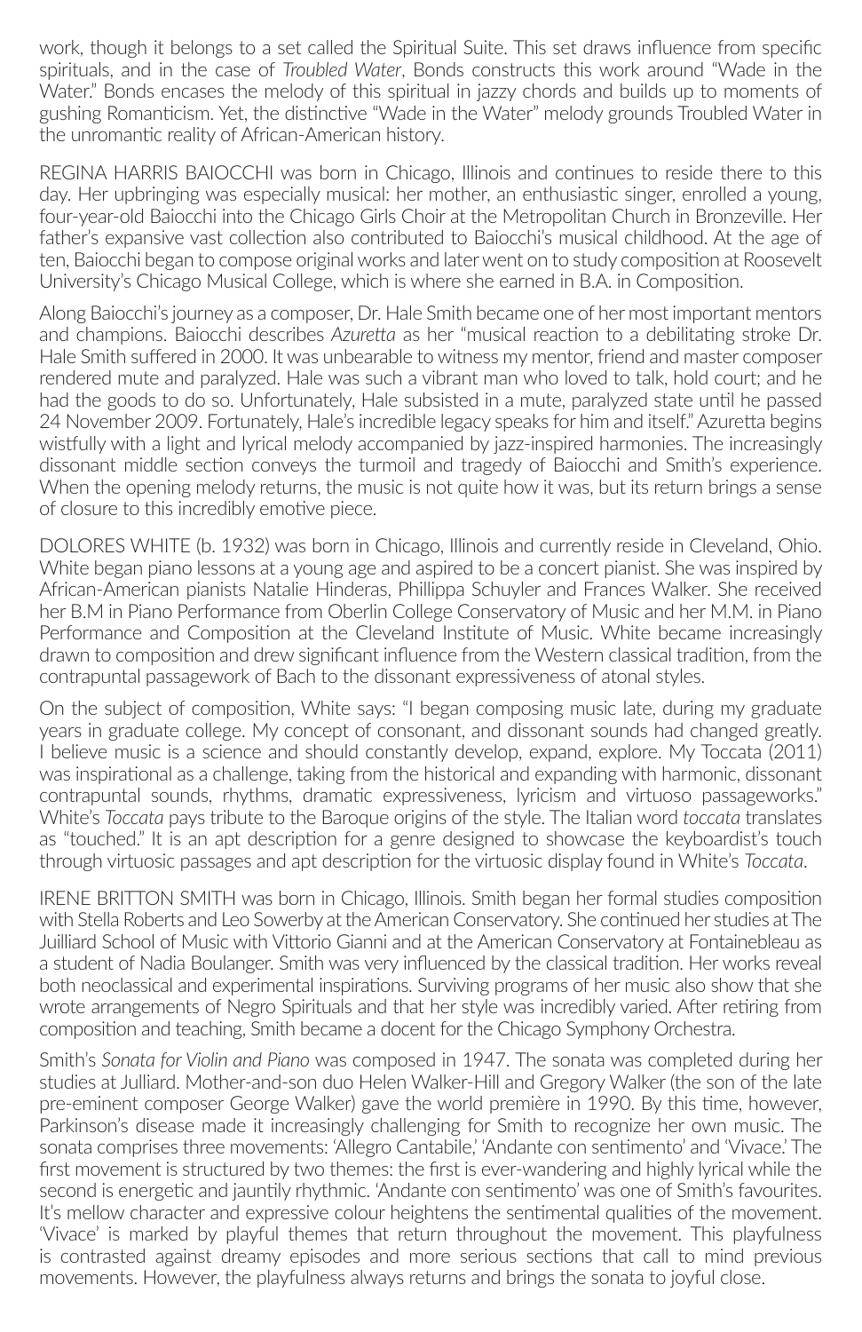work, though it belongs to a set called the Spiritual Suite. This set draws influence from specific spirituals, and in the case of *Troubled Water*, Bonds constructs this work around "Wade in the Water." Bonds encases the melody of this spiritual in jazzy chords and builds up to moments of gushing Romanticism. Yet, the distinctive "Wade in the Water" melody grounds Troubled Water in the unromantic reality of African-American history.

REGINA HARRIS BAIOCCHI was born in Chicago, Illinois and continues to reside there to this day. Her upbringing was especially musical: her mother, an enthusiastic singer, enrolled a young, four-year-old Baiocchi into the Chicago Girls Choir at the Metropolitan Church in Bronzeville. Her father's expansive vast collection also contributed to Baiocchi's musical childhood. At the age of ten, Baiocchi began to compose original works and later went on to study composition at Roosevelt University's Chicago Musical College, which is where she earned in B.A. in Composition.

Along Baiocchi's journey as a composer, Dr. Hale Smith became one of her most important mentors and champions. Baiocchi describes *Azuretta* as her "musical reaction to a debilitating stroke Dr. Hale Smith suffered in 2000. It was unbearable to witness my mentor, friend and master composer rendered mute and paralyzed. Hale was such a vibrant man who loved to talk, hold court; and he had the goods to do so. Unfortunately, Hale subsisted in a mute, paralyzed state until he passed 24 November 2009. Fortunately, Hale's incredible legacy speaks for him and itself." Azuretta begins wistfully with a light and lyrical melody accompanied by jazz-inspired harmonies. The increasingly dissonant middle section conveys the turmoil and tragedy of Baiocchi and Smith's experience. When the opening melody returns, the music is not quite how it was, but its return brings a sense of closure to this incredibly emotive piece.

DOLORES WHITE (b. 1932) was born in Chicago, Illinois and currently reside in Cleveland, Ohio. White began piano lessons at a young age and aspired to be a concert pianist. She was inspired by African-American pianists Natalie Hinderas, Phillippa Schuyler and Frances Walker. She received her B.M in Piano Performance from Oberlin College Conservatory of Music and her M.M. in Piano Performance and Composition at the Cleveland Institute of Music. White became increasingly drawn to composition and drew significant influence from the Western classical tradition, from the contrapuntal passagework of Bach to the dissonant expressiveness of atonal styles.

On the subject of composition, White says: "I began composing music late, during my graduate years in graduate college. My concept of consonant, and dissonant sounds had changed greatly. I believe music is a science and should constantly develop, expand, explore. My Toccata (2011) was inspirational as a challenge, taking from the historical and expanding with harmonic, dissonant contrapuntal sounds, rhythms, dramatic expressiveness, lyricism and virtuoso passageworks." White's *Toccata* pays tribute to the Baroque origins of the style. The Italian word *toccata* translates as "touched." It is an apt description for a genre designed to showcase the keyboardist's touch through virtuosic passages and apt description for the virtuosic display found in White's *Toccata*.

IRENE BRITTON SMITH was born in Chicago, Illinois. Smith began her formal studies composition with Stella Roberts and Leo Sowerby at the American Conservatory. She continued her studies at The Juilliard School of Music with Vittorio Gianni and at the American Conservatory at Fontainebleau as a student of Nadia Boulanger. Smith was very influenced by the classical tradition. Her works reveal both neoclassical and experimental inspirations. Surviving programs of her music also show that she wrote arrangements of Negro Spirituals and that her style was incredibly varied. After retiring from composition and teaching, Smith became a docent for the Chicago Symphony Orchestra.

Smith's *Sonata for Violin and Piano* was composed in 1947. The sonata was completed during her studies at Julliard. Mother-and-son duo Helen Walker-Hill and Gregory Walker (the son of the late pre-eminent composer George Walker) gave the world première in 1990. By this time, however, Parkinson's disease made it increasingly challenging for Smith to recognize her own music. The sonata comprises three movements: 'Allegro Cantabile,' 'Andante con sentimento' and 'Vivace.' The first movement is structured by two themes: the first is ever-wandering and highly lyrical while the second is energetic and jauntily rhythmic. 'Andante con sentimento' was one of Smith's favourites. It's mellow character and expressive colour heightens the sentimental qualities of the movement. 'Vivace' is marked by playful themes that return throughout the movement. This playfulness is contrasted against dreamy episodes and more serious sections that call to mind previous movements. However, the playfulness always returns and brings the sonata to joyful close.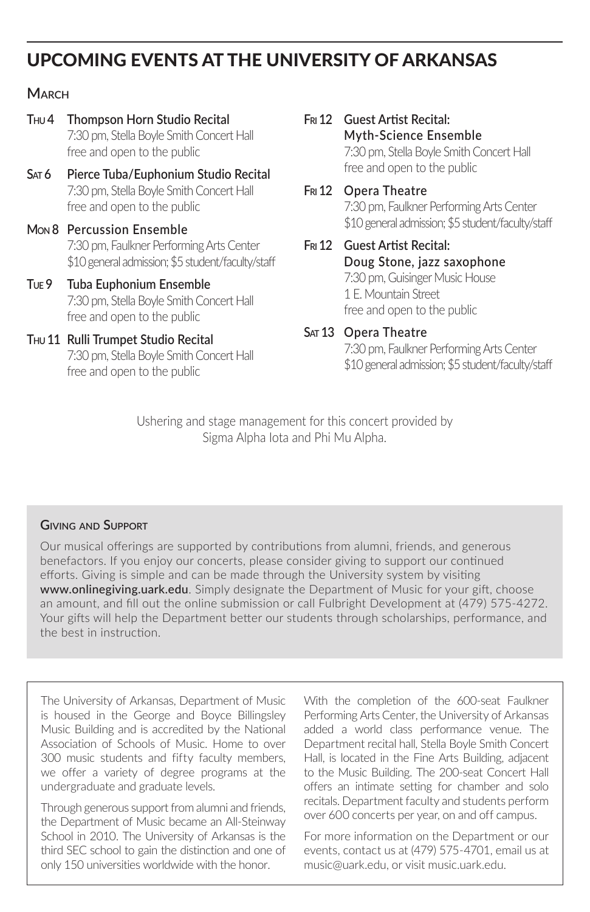# UPCOMING EVENTS AT THE UNIVERSITY OF ARKANSAS

## March

**Thu 4 Thompson Horn Studio Recital**
7:30 pm, Stella Boyle Smith Concert Hall
free and open to the public

**Sat 6 Pierce Tuba/Euphonium Studio Recital**
7:30 pm, Stella Boyle Smith Concert Hall
free and open to the public

**Mon 8 Percussion Ensemble**
7:30 pm, Faulkner Performing Arts Center
$10 general admission; $5 student/faculty/staff

**Tue 9 Tuba Euphonium Ensemble**
7:30 pm, Stella Boyle Smith Concert Hall
free and open to the public

**Thu 11 Rulli Trumpet Studio Recital**
7:30 pm, Stella Boyle Smith Concert Hall
free and open to the public

**Fri 12 Guest Artist Recital: Myth-Science Ensemble**
7:30 pm, Stella Boyle Smith Concert Hall
free and open to the public

**Fri 12 Opera Theatre**
7:30 pm, Faulkner Performing Arts Center
$10 general admission; $5 student/faculty/staff

**Fri 12 Guest Artist Recital: Doug Stone, jazz saxophone**
7:30 pm, Guisinger Music House
1 E. Mountain Street
free and open to the public

**Sat 13 Opera Theatre**
7:30 pm, Faulkner Performing Arts Center
$10 general admission; $5 student/faculty/staff

Ushering and stage management for this concert provided by
Sigma Alpha Iota and Phi Mu Alpha.

## Giving and Support

Our musical offerings are supported by contributions from alumni, friends, and generous benefactors. If you enjoy our concerts, please consider giving to support our continued efforts. Giving is simple and can be made through the University system by visiting **www.onlinegiving.uark.edu**. Simply designate the Department of Music for your gift, choose an amount, and fill out the online submission or call Fulbright Development at (479) 575-4272. Your gifts will help the Department better our students through scholarships, performance, and the best in instruction.

The University of Arkansas, Department of Music is housed in the George and Boyce Billingsley Music Building and is accredited by the National Association of Schools of Music. Home to over 300 music students and fifty faculty members, we offer a variety of degree programs at the undergraduate and graduate levels.

Through generous support from alumni and friends, the Department of Music became an All-Steinway School in 2010. The University of Arkansas is the third SEC school to gain the distinction and one of only 150 universities worldwide with the honor.

With the completion of the 600-seat Faulkner Performing Arts Center, the University of Arkansas added a world class performance venue. The Department recital hall, Stella Boyle Smith Concert Hall, is located in the Fine Arts Building, adjacent to the Music Building. The 200-seat Concert Hall offers an intimate setting for chamber and solo recitals. Department faculty and students perform over 600 concerts per year, on and off campus.

For more information on the Department or our events, contact us at (479) 575-4701, email us at music@uark.edu, or visit music.uark.edu.